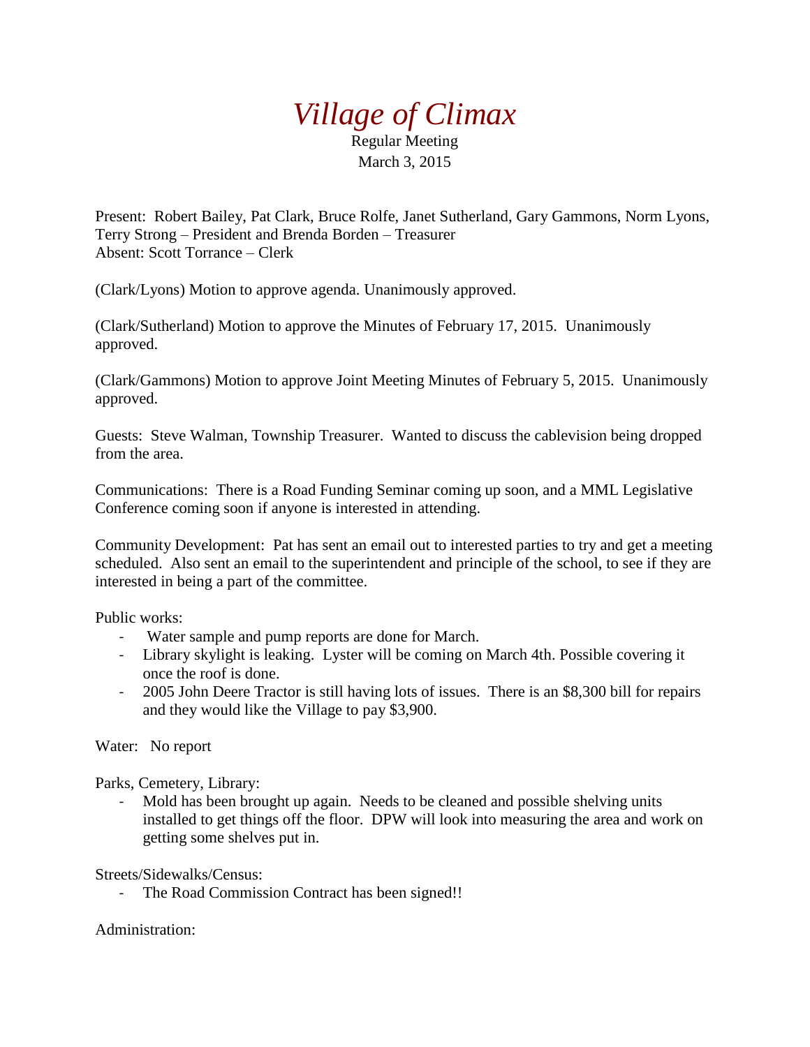# *Village of Climax*

Regular Meeting
March 3, 2015

Present: Robert Bailey, Pat Clark, Bruce Rolfe, Janet Sutherland, Gary Gammons, Norm Lyons, Terry Strong – President and Brenda Borden – Treasurer
Absent: Scott Torrance – Clerk

(Clark/Lyons) Motion to approve agenda. Unanimously approved.

(Clark/Sutherland) Motion to approve the Minutes of February 17, 2015. Unanimously approved.

(Clark/Gammons) Motion to approve Joint Meeting Minutes of February 5, 2015. Unanimously approved.

Guests: Steve Walman, Township Treasurer. Wanted to discuss the cablevision being dropped from the area.

Communications: There is a Road Funding Seminar coming up soon, and a MML Legislative Conference coming soon if anyone is interested in attending.

Community Development: Pat has sent an email out to interested parties to try and get a meeting scheduled. Also sent an email to the superintendent and principle of the school, to see if they are interested in being a part of the committee.

Public works:

- Water sample and pump reports are done for March.
- Library skylight is leaking. Lyster will be coming on March 4th. Possible covering it once the roof is done.
- 2005 John Deere Tractor is still having lots of issues. There is an $8,300 bill for repairs and they would like the Village to pay $3,900.

Water: No report

Parks, Cemetery, Library:

- Mold has been brought up again. Needs to be cleaned and possible shelving units installed to get things off the floor. DPW will look into measuring the area and work on getting some shelves put in.

Streets/Sidewalks/Census:

- The Road Commission Contract has been signed!!

Administration: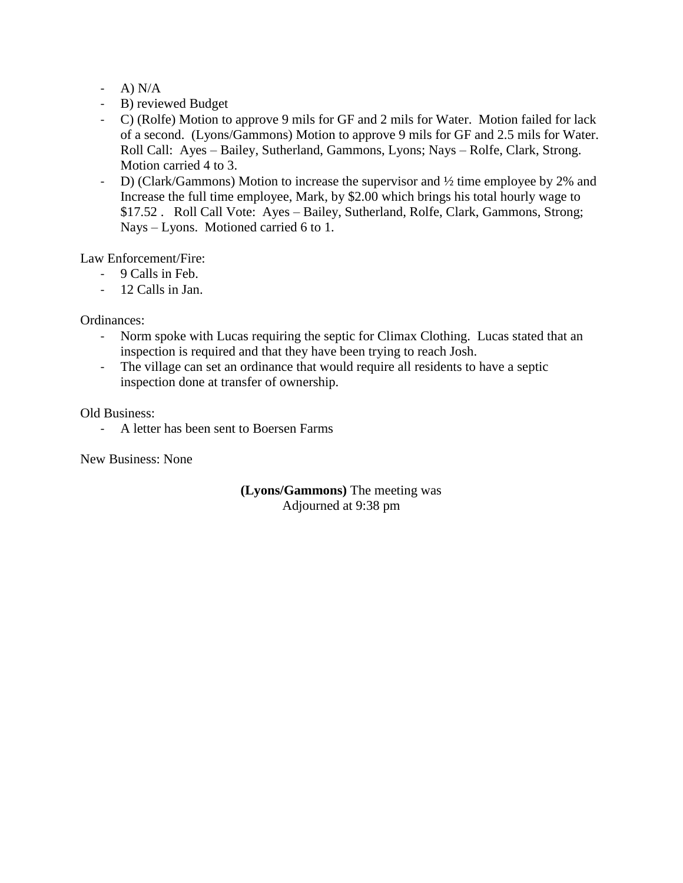- A) N/A
- B) reviewed Budget
- C) (Rolfe) Motion to approve 9 mils for GF and 2 mils for Water. Motion failed for lack of a second. (Lyons/Gammons) Motion to approve 9 mils for GF and 2.5 mils for Water. Roll Call: Ayes – Bailey, Sutherland, Gammons, Lyons; Nays – Rolfe, Clark, Strong. Motion carried 4 to 3.
- D) (Clark/Gammons) Motion to increase the supervisor and ½ time employee by 2% and Increase the full time employee, Mark, by $2.00 which brings his total hourly wage to $17.52 . Roll Call Vote: Ayes – Bailey, Sutherland, Rolfe, Clark, Gammons, Strong; Nays – Lyons. Motioned carried 6 to 1.

Law Enforcement/Fire:

- 9 Calls in Feb.
- 12 Calls in Jan.

Ordinances:

- Norm spoke with Lucas requiring the septic for Climax Clothing. Lucas stated that an inspection is required and that they have been trying to reach Josh.
- The village can set an ordinance that would require all residents to have a septic inspection done at transfer of ownership.

Old Business:

- A letter has been sent to Boersen Farms

New Business: None

**(Lyons/Gammons)** The meeting was
Adjourned at 9:38 pm